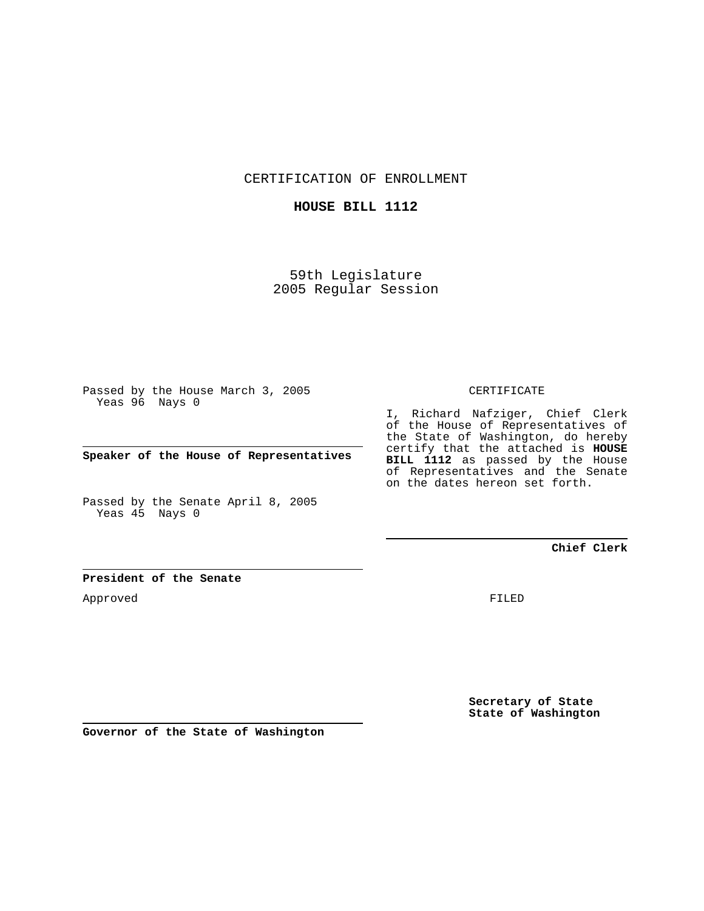CERTIFICATION OF ENROLLMENT

**HOUSE BILL 1112**

59th Legislature
2005 Regular Session

Passed by the House March 3, 2005
Yeas 96 Nays 0

**Speaker of the House of Representatives**

Passed by the Senate April 8, 2005
Yeas 45 Nays 0

**President of the Senate**

Approved

**Governor of the State of Washington**

CERTIFICATE

I, Richard Nafziger, Chief Clerk of the House of Representatives of the State of Washington, do hereby certify that the attached is **HOUSE BILL 1112** as passed by the House of Representatives and the Senate on the dates hereon set forth.

**Chief Clerk**

FILED

**Secretary of State**
**State of Washington**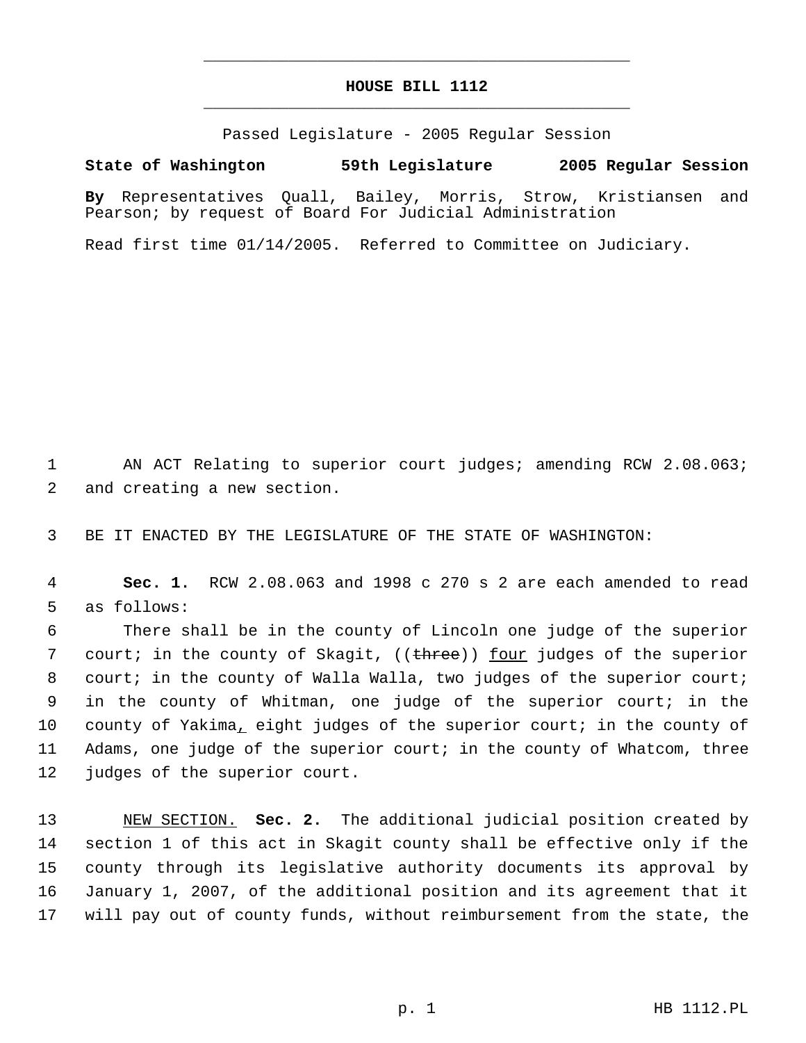# HOUSE BILL 1112

Passed Legislature - 2005 Regular Session

**State of Washington 59th Legislature 2005 Regular Session**

**By** Representatives Quall, Bailey, Morris, Strow, Kristiansen and Pearson; by request of Board For Judicial Administration

Read first time 01/14/2005. Referred to Committee on Judiciary.

1 AN ACT Relating to superior court judges; amending RCW 2.08.063;
2 and creating a new section.

3 BE IT ENACTED BY THE LEGISLATURE OF THE STATE OF WASHINGTON:

4 **Sec. 1.** RCW 2.08.063 and 1998 c 270 s 2 are each amended to read
5 as follows:

6 There shall be in the county of Lincoln one judge of the superior
7 court; in the county of Skagit, ((~~three~~)) <u>four</u> judges of the superior
8 court; in the county of Walla Walla, two judges of the superior court;
9 in the county of Whitman, one judge of the superior court; in the
10 county of Yakima<u>,</u> eight judges of the superior court; in the county of
11 Adams, one judge of the superior court; in the county of Whatcom, three
12 judges of the superior court.

13 <u>NEW SECTION.</u> **Sec. 2.** The additional judicial position created by
14 section 1 of this act in Skagit county shall be effective only if the
15 county through its legislative authority documents its approval by
16 January 1, 2007, of the additional position and its agreement that it
17 will pay out of county funds, without reimbursement from the state, the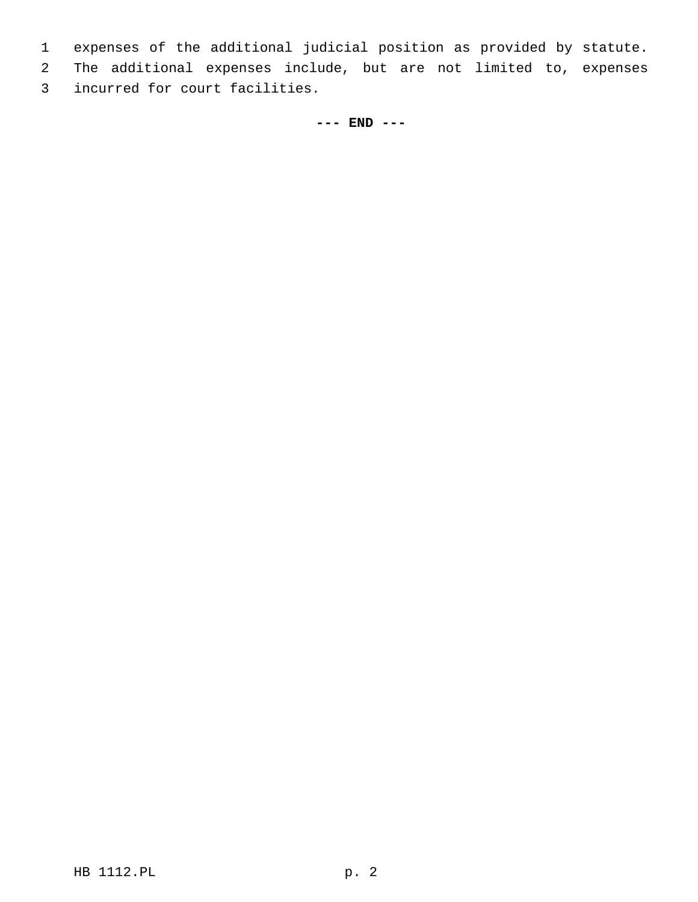expenses of the additional judicial position as provided by statute. The additional expenses include, but are not limited to, expenses incurred for court facilities.

**--- END ---**